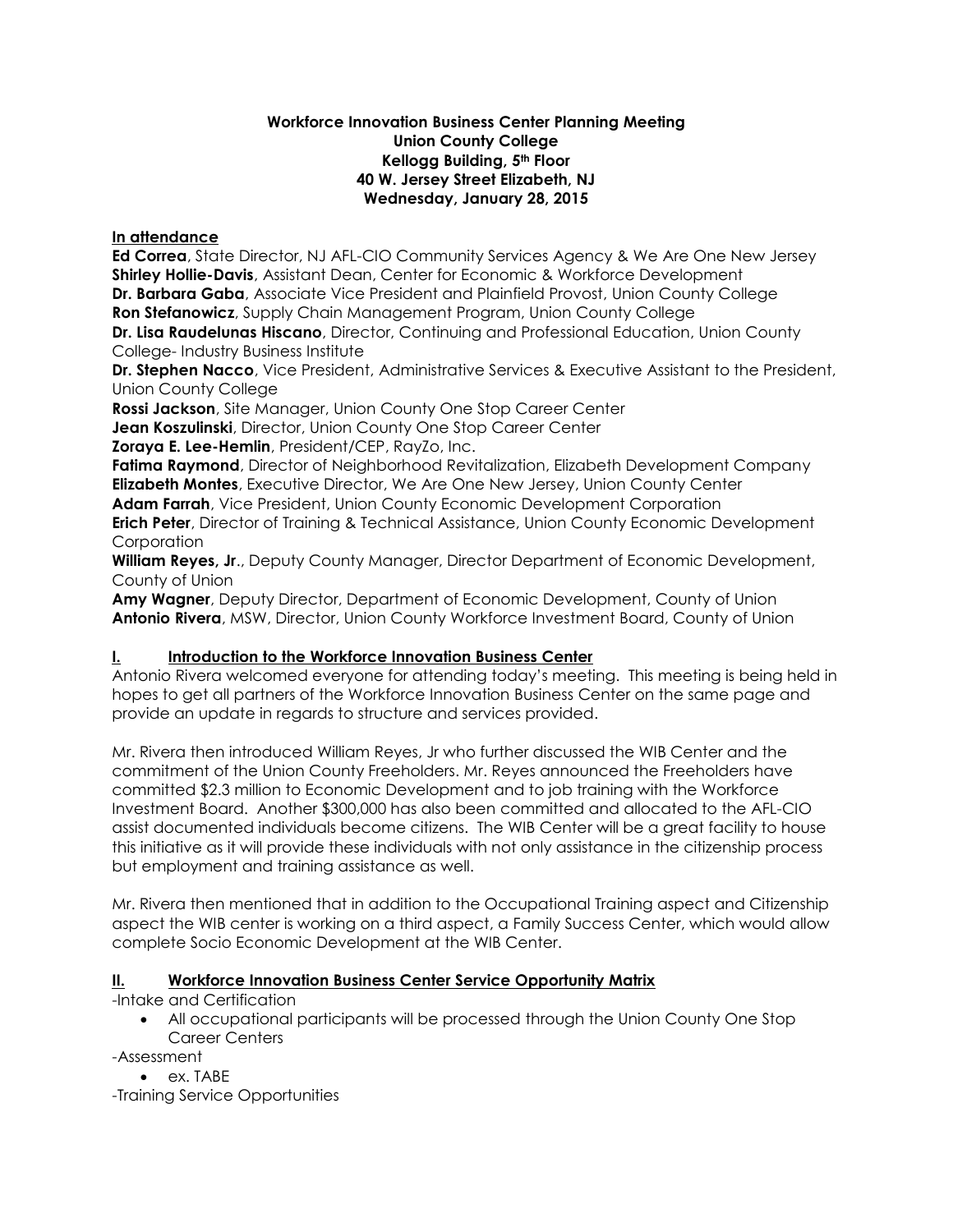**Workforce Innovation Business Center Planning Meeting**
**Union County College**
**Kellogg Building, 5th Floor**
**40 W. Jersey Street Elizabeth, NJ**
**Wednesday, January 28, 2015**

**In attendance**

**Ed Correa**, State Director, NJ AFL-CIO Community Services Agency & We Are One New Jersey
**Shirley Hollie-Davis**, Assistant Dean, Center for Economic & Workforce Development
**Dr. Barbara Gaba**, Associate Vice President and Plainfield Provost, Union County College
**Ron Stefanowicz**, Supply Chain Management Program, Union County College
**Dr. Lisa Raudelunas Hiscano**, Director, Continuing and Professional Education, Union County College- Industry Business Institute
**Dr. Stephen Nacco**, Vice President, Administrative Services & Executive Assistant to the President, Union County College
**Rossi Jackson**, Site Manager, Union County One Stop Career Center
**Jean Koszulinski**, Director, Union County One Stop Career Center
**Zoraya E. Lee-Hemlin**, President/CEP, RayZo, Inc.
**Fatima Raymond**, Director of Neighborhood Revitalization, Elizabeth Development Company
**Elizabeth Montes**, Executive Director, We Are One New Jersey, Union County Center
**Adam Farrah**, Vice President, Union County Economic Development Corporation
**Erich Peter**, Director of Training & Technical Assistance, Union County Economic Development Corporation
**William Reyes, Jr**., Deputy County Manager, Director Department of Economic Development, County of Union
**Amy Wagner**, Deputy Director, Department of Economic Development, County of Union
**Antonio Rivera**, MSW, Director, Union County Workforce Investment Board, County of Union

## I. Introduction to the Workforce Innovation Business Center

Antonio Rivera welcomed everyone for attending today's meeting. This meeting is being held in hopes to get all partners of the Workforce Innovation Business Center on the same page and provide an update in regards to structure and services provided.

Mr. Rivera then introduced William Reyes, Jr who further discussed the WIB Center and the commitment of the Union County Freeholders. Mr. Reyes announced the Freeholders have committed $2.3 million to Economic Development and to job training with the Workforce Investment Board. Another $300,000 has also been committed and allocated to the AFL-CIO assist documented individuals become citizens. The WIB Center will be a great facility to house this initiative as it will provide these individuals with not only assistance in the citizenship process but employment and training assistance as well.

Mr. Rivera then mentioned that in addition to the Occupational Training aspect and Citizenship aspect the WIB center is working on a third aspect, a Family Success Center, which would allow complete Socio Economic Development at the WIB Center.

## II. Workforce Innovation Business Center Service Opportunity Matrix

-Intake and Certification

- All occupational participants will be processed through the Union County One Stop Career Centers

-Assessment

- ex. TABE

-Training Service Opportunities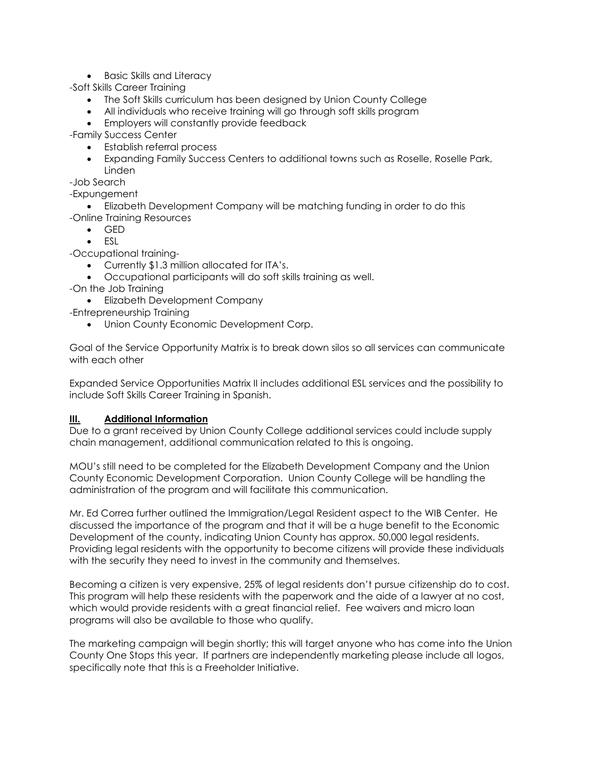- Basic Skills and Literacy

-Soft Skills Career Training

- The Soft Skills curriculum has been designed by Union County College
- All individuals who receive training will go through soft skills program
- Employers will constantly provide feedback

-Family Success Center

- Establish referral process
- Expanding Family Success Centers to additional towns such as Roselle, Roselle Park, Linden

-Job Search

-Expungement

- Elizabeth Development Company will be matching funding in order to do this

-Online Training Resources

- GED
- ESL

-Occupational training-

- Currently $1.3 million allocated for ITA's.
- Occupational participants will do soft skills training as well.

-On the Job Training

- Elizabeth Development Company

-Entrepreneurship Training

- Union County Economic Development Corp.

Goal of the Service Opportunity Matrix is to break down silos so all services can communicate with each other

Expanded Service Opportunities Matrix II includes additional ESL services and the possibility to include Soft Skills Career Training in Spanish.

## III. Additional Information

Due to a grant received by Union County College additional services could include supply chain management, additional communication related to this is ongoing.

MOU's still need to be completed for the Elizabeth Development Company and the Union County Economic Development Corporation. Union County College will be handling the administration of the program and will facilitate this communication.

Mr. Ed Correa further outlined the Immigration/Legal Resident aspect to the WIB Center. He discussed the importance of the program and that it will be a huge benefit to the Economic Development of the county, indicating Union County has approx. 50,000 legal residents. Providing legal residents with the opportunity to become citizens will provide these individuals with the security they need to invest in the community and themselves.

Becoming a citizen is very expensive, 25% of legal residents don't pursue citizenship do to cost. This program will help these residents with the paperwork and the aide of a lawyer at no cost, which would provide residents with a great financial relief. Fee waivers and micro loan programs will also be available to those who qualify.

The marketing campaign will begin shortly; this will target anyone who has come into the Union County One Stops this year. If partners are independently marketing please include all logos, specifically note that this is a Freeholder Initiative.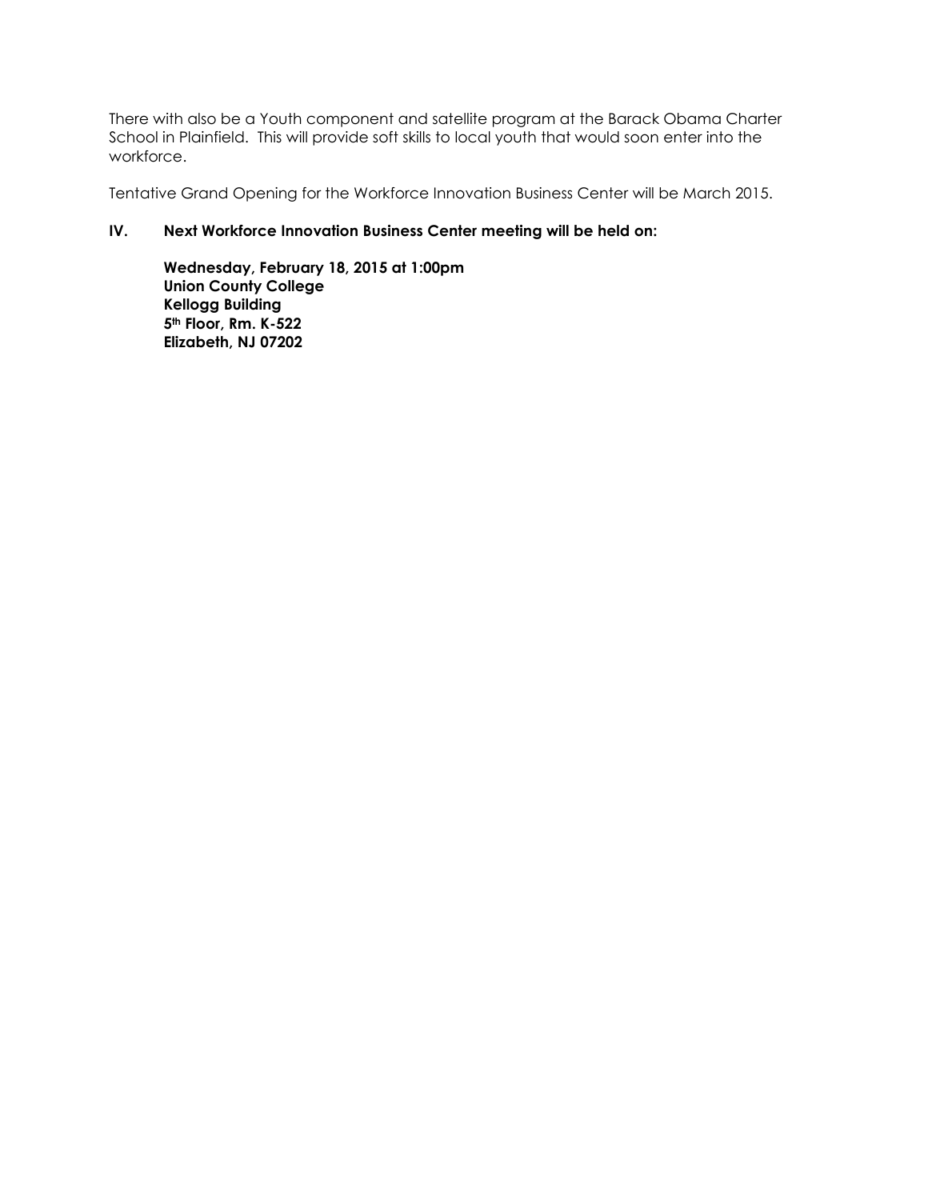There with also be a Youth component and satellite program at the Barack Obama Charter School in Plainfield. This will provide soft skills to local youth that would soon enter into the workforce.

Tentative Grand Opening for the Workforce Innovation Business Center will be March 2015.

**IV. Next Workforce Innovation Business Center meeting will be held on:**

**Wednesday, February 18, 2015 at 1:00pm**
**Union County College**
**Kellogg Building**
**5th Floor, Rm. K-522**
**Elizabeth, NJ 07202**